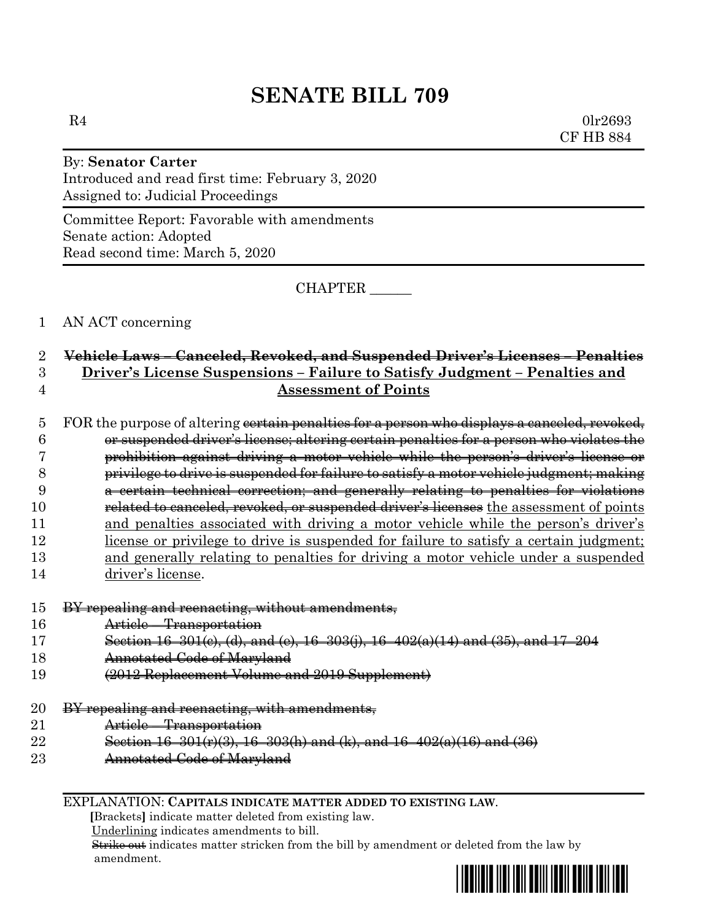# SENATE BILL 709

R4 0lr2693
CF HB 884

By: **Senator Carter**
Introduced and read first time: February 3, 2020
Assigned to: Judicial Proceedings

Committee Report: Favorable with amendments
Senate action: Adopted
Read second time: March 5, 2020

CHAPTER ______

1 AN ACT concerning

2 ~~**Vehicle Laws – Canceled, Revoked, and Suspended Driver's Licenses – Penalties**~~
3 <u>**Driver's License Suspensions – Failure to Satisfy Judgment – Penalties and**</u>
4 <u>**Assessment of Points**</u>

5 FOR the purpose of altering ~~certain penalties for a person who displays a canceled, revoked,~~
6 ~~or suspended driver's license; altering certain penalties for a person who violates the~~
7 ~~prohibition against driving a motor vehicle while the person's driver's license or~~
8 ~~privilege to drive is suspended for failure to satisfy a motor vehicle judgment; making~~
9 ~~a certain technical correction; and generally relating to penalties for violations~~
10 ~~related to canceled, revoked, or suspended driver's licenses~~ <u>the assessment of points</u>
11 <u>and penalties associated with driving a motor vehicle while the person's driver's</u>
12 <u>license or privilege to drive is suspended for failure to satisfy a certain judgment;</u>
13 <u>and generally relating to penalties for driving a motor vehicle under a suspended</u>
14 <u>driver's license</u>.

15 ~~BY repealing and reenacting, without amendments,~~
16 ~~Article – Transportation~~
17 ~~Section 16–301(c), (d), and (e), 16–303(j), 16–402(a)(14) and (35), and 17–204~~
18 ~~Annotated Code of Maryland~~
19 ~~(2012 Replacement Volume and 2019 Supplement)~~

20 ~~BY repealing and reenacting, with amendments,~~
21 ~~Article – Transportation~~
22 ~~Section 16–301(r)(3), 16–303(h) and (k), and 16–402(a)(16) and (36)~~
23 ~~Annotated Code of Maryland~~

EXPLANATION: **CAPITALS INDICATE MATTER ADDED TO EXISTING LAW.**
**[**Brackets**]** indicate matter deleted from existing law.
<u>Underlining</u> indicates amendments to bill.
~~Strike out~~ indicates matter stricken from the bill by amendment or deleted from the law by amendment.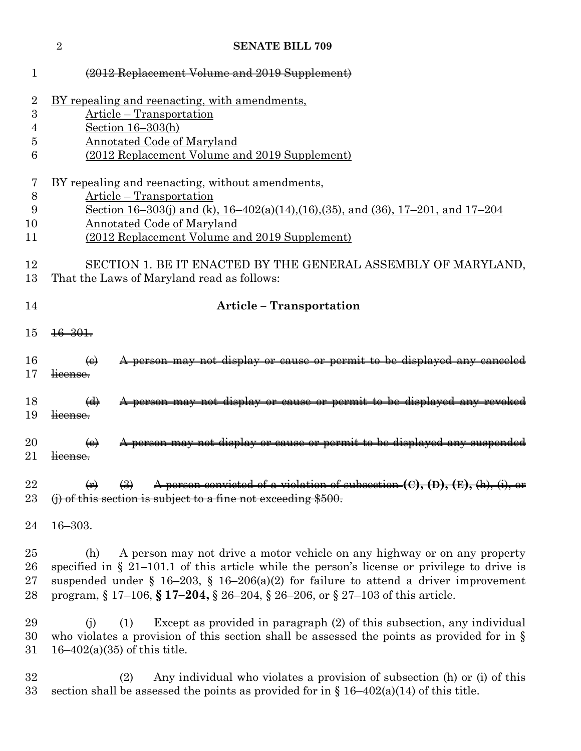~~(2012 Replacement Volume and 2019 Supplement)~~

BY repealing and reenacting, with amendments,
Article – Transportation
Section 16–303(h)
Annotated Code of Maryland
(2012 Replacement Volume and 2019 Supplement)

BY repealing and reenacting, without amendments,
Article – Transportation
Section 16–303(j) and (k), 16–402(a)(14),(16),(35), and (36), 17–201, and 17–204
Annotated Code of Maryland
(2012 Replacement Volume and 2019 Supplement)

SECTION 1. BE IT ENACTED BY THE GENERAL ASSEMBLY OF MARYLAND, That the Laws of Maryland read as follows:

**Article – Transportation**

~~16–301.~~

~~(c) A person may not display or cause or permit to be displayed any canceled license.~~

~~(d) A person may not display or cause or permit to be displayed any revoked license.~~

~~(e) A person may not display or cause or permit to be displayed any suspended license.~~

~~(r) (3) A person convicted of a violation of subsection **(C), (D), (E),** (h), (i), or (j) of this section is subject to a fine not exceeding $500.~~

16–303.

(h) A person may not drive a motor vehicle on any highway or on any property specified in § 21–101.1 of this article while the person's license or privilege to drive is suspended under § 16–203, § 16–206(a)(2) for failure to attend a driver improvement program, § 17–106, **§ 17–204,** § 26–204, § 26–206, or § 27–103 of this article.

(j) (1) Except as provided in paragraph (2) of this subsection, any individual who violates a provision of this section shall be assessed the points as provided for in § 16–402(a)(35) of this title.

(2) Any individual who violates a provision of subsection (h) or (i) of this section shall be assessed the points as provided for in § 16–402(a)(14) of this title.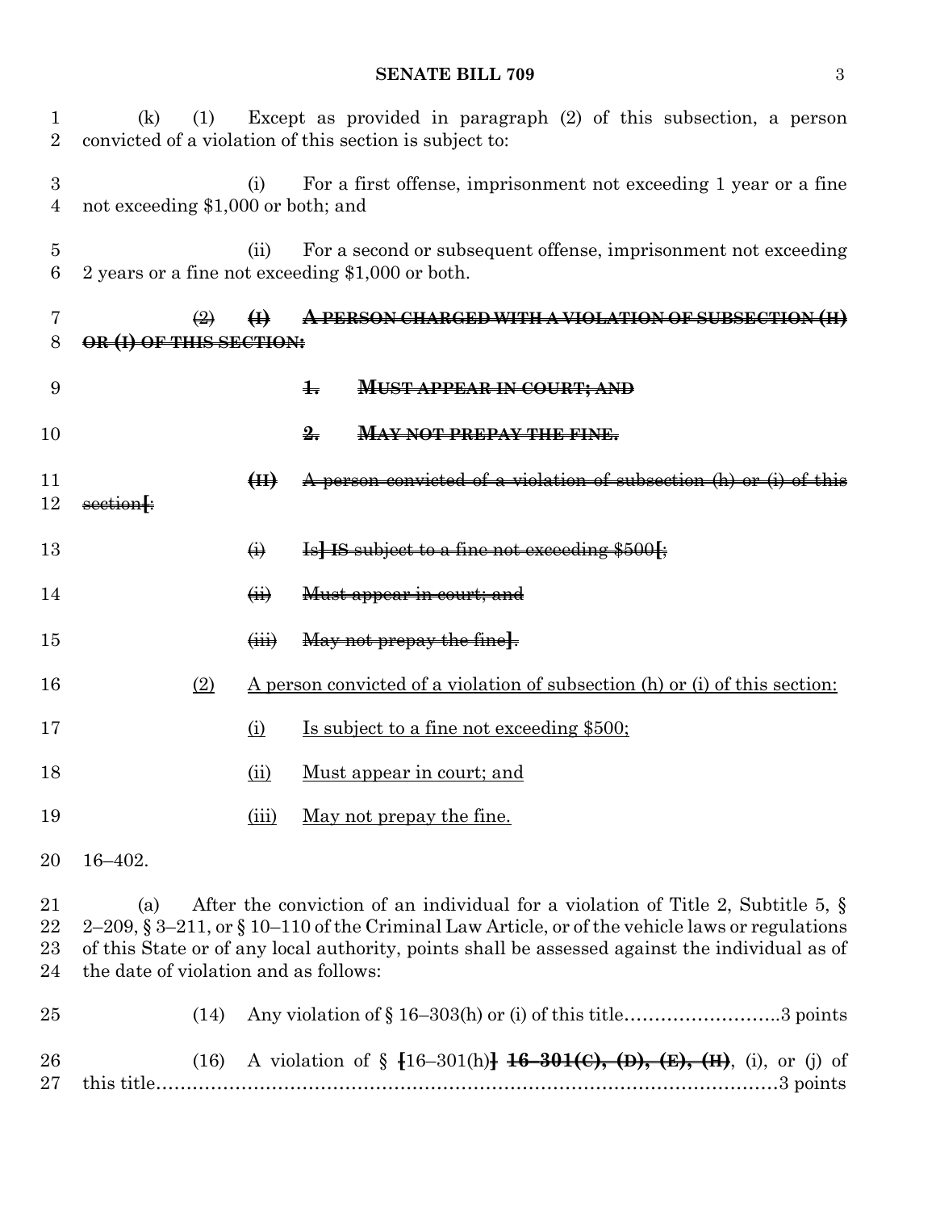(k) (1) Except as provided in paragraph (2) of this subsection, a person convicted of a violation of this section is subject to:

(i) For a first offense, imprisonment not exceeding 1 year or a fine not exceeding $1,000 or both; and

(ii) For a second or subsequent offense, imprisonment not exceeding 2 years or a fine not exceeding $1,000 or both.

~~(2)~~ ~~**(I)**~~ ~~**A PERSON CHARGED WITH A VIOLATION OF SUBSECTION (H) OR (I) OF THIS SECTION:**~~

~~**1.**~~ ~~**MUST APPEAR IN COURT; AND**~~

~~**2.**~~ ~~**MAY NOT PREPAY THE FINE.**~~

~~**(II)**~~ ~~A person convicted of a violation of subsection (h) or (i) of this section[:~~

~~(i)~~ ~~Is]~~ ~~**IS**~~ ~~subject to a fine not exceeding $500[;~~

~~(ii)~~ ~~Must appear in court; and~~

~~(iii)~~ ~~May not prepay the fine]~~~~.~~

<u>(2)</u> <u>A person convicted of a violation of subsection (h) or (i) of this section:</u>

<u>(i)</u> <u>Is subject to a fine not exceeding $500;</u>

<u>(ii)</u> <u>Must appear in court; and</u>

<u>(iii)</u> <u>May not prepay the fine.</u>

16–402.

(a) After the conviction of an individual for a violation of Title 2, Subtitle 5, § 2–209, § 3–211, or § 10–110 of the Criminal Law Article, or of the vehicle laws or regulations of this State or of any local authority, points shall be assessed against the individual as of the date of violation and as follows:

(14) Any violation of § 16–303(h) or (i) of this title……………………..3 points

(16) A violation of § [16–301(h)] ~~**16–301(C), (D), (E), (H)**~~, (i), or (j) of this title……………………………………………………………………………………3 points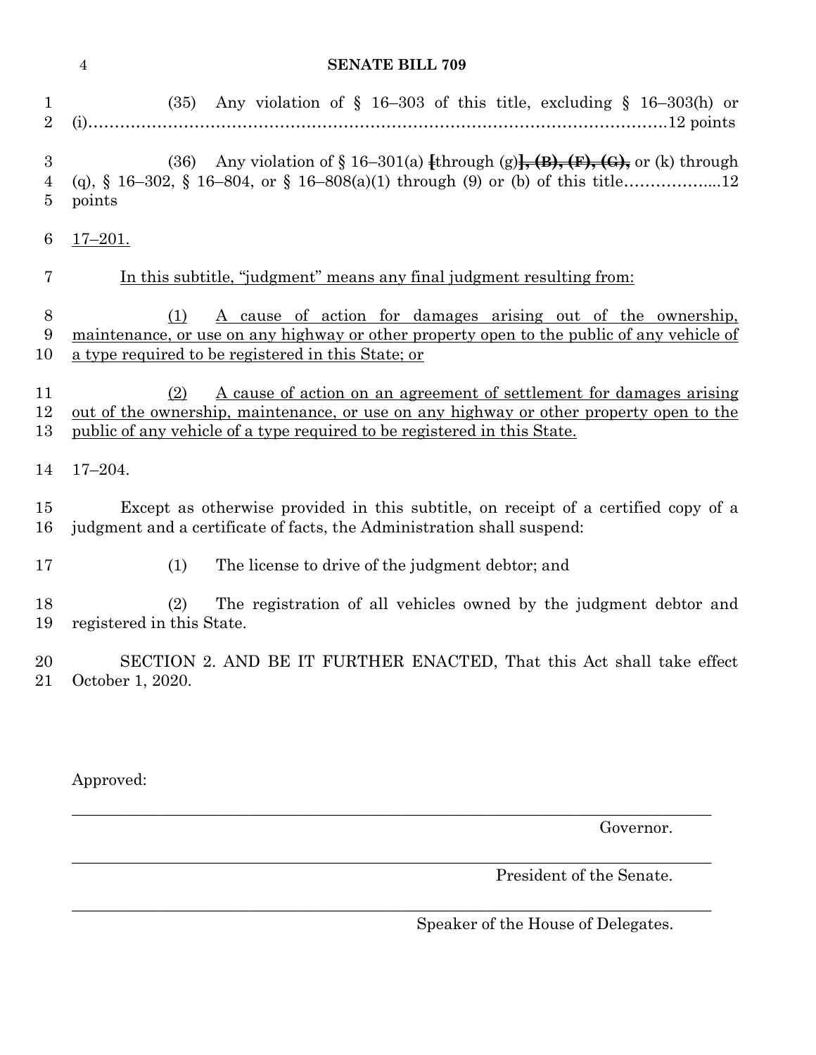(35) Any violation of § 16–303 of this title, excluding § 16–303(h) or (i)……………………………………………………………………………………………12 points

(36) Any violation of § 16–301(a) [through (g)], (B), (F), (G), or (k) through (q), § 16–302, § 16–804, or § 16–808(a)(1) through (9) or (b) of this title……………....12 points

17–201.

In this subtitle, "judgment" means any final judgment resulting from:

(1) A cause of action for damages arising out of the ownership, maintenance, or use on any highway or other property open to the public of any vehicle of a type required to be registered in this State; or

(2) A cause of action on an agreement of settlement for damages arising out of the ownership, maintenance, or use on any highway or other property open to the public of any vehicle of a type required to be registered in this State.

17–204.

Except as otherwise provided in this subtitle, on receipt of a certified copy of a judgment and a certificate of facts, the Administration shall suspend:

(1) The license to drive of the judgment debtor; and

(2) The registration of all vehicles owned by the judgment debtor and registered in this State.

SECTION 2. AND BE IT FURTHER ENACTED, That this Act shall take effect October 1, 2020.

Approved:

\_\_\_\_\_\_\_\_\_\_\_\_\_\_\_\_\_\_\_\_\_\_\_\_\_\_\_\_\_\_\_\_\_\_\_\_\_\_\_\_\_\_\_\_\_\_\_\_\_\_

Governor.

\_\_\_\_\_\_\_\_\_\_\_\_\_\_\_\_\_\_\_\_\_\_\_\_\_\_\_\_\_\_\_\_\_\_\_\_\_\_\_\_\_\_\_\_\_\_\_\_\_\_

President of the Senate.

\_\_\_\_\_\_\_\_\_\_\_\_\_\_\_\_\_\_\_\_\_\_\_\_\_\_\_\_\_\_\_\_\_\_\_\_\_\_\_\_\_\_\_\_\_\_\_\_\_\_

Speaker of the House of Delegates.